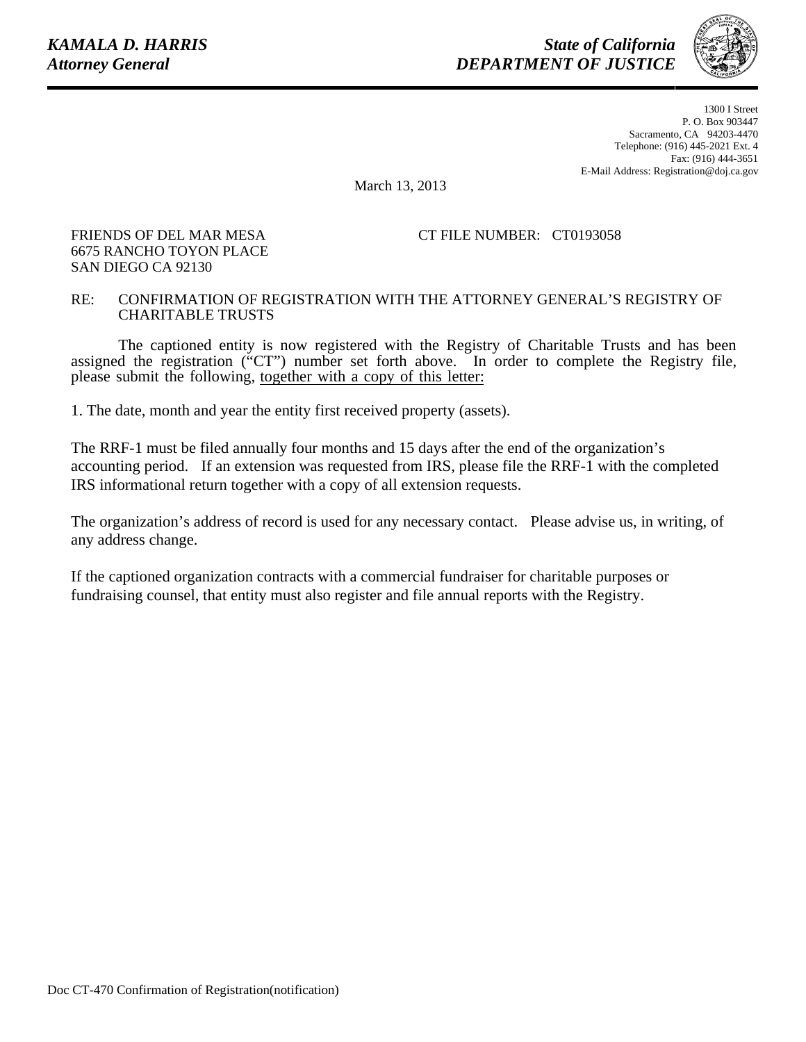***KAMALA D. HARRIS***
***Attorney General***

***State of California***
***DEPARTMENT OF JUSTICE***

1300 I Street
P. O. Box 903447
Sacramento, CA 94203-4470
Telephone: (916) 445-2021 Ext. 4
Fax: (916) 444-3651
E-Mail Address: Registration@doj.ca.gov

March 13, 2013

FRIENDS OF DEL MAR MESA
6675 RANCHO TOYON PLACE
SAN DIEGO CA 92130

CT FILE NUMBER: CT0193058

RE: CONFIRMATION OF REGISTRATION WITH THE ATTORNEY GENERAL'S REGISTRY OF CHARITABLE TRUSTS

The captioned entity is now registered with the Registry of Charitable Trusts and has been assigned the registration ("CT") number set forth above. In order to complete the Registry file, please submit the following, together with a copy of this letter:

1. The date, month and year the entity first received property (assets).

The RRF-1 must be filed annually four months and 15 days after the end of the organization's accounting period. If an extension was requested from IRS, please file the RRF-1 with the completed IRS informational return together with a copy of all extension requests.

The organization's address of record is used for any necessary contact. Please advise us, in writing, of any address change.

If the captioned organization contracts with a commercial fundraiser for charitable purposes or fundraising counsel, that entity must also register and file annual reports with the Registry.

Doc CT-470 Confirmation of Registration(notification)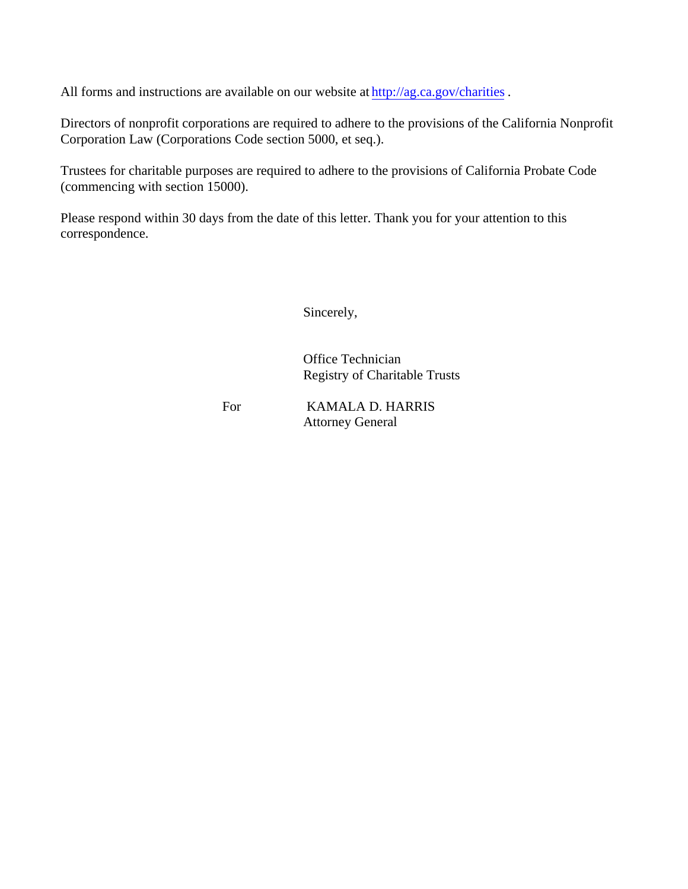All forms and instructions are available on our website at http://ag.ca.gov/charities .

Directors of nonprofit corporations are required to adhere to the provisions of the California Nonprofit Corporation Law (Corporations Code section 5000, et seq.).

Trustees for charitable purposes are required to adhere to the provisions of California Probate Code (commencing with section 15000).

Please respond within 30 days from the date of this letter. Thank you for your attention to this correspondence.

Sincerely,

Office Technician
Registry of Charitable Trusts

For KAMALA D. HARRIS
Attorney General